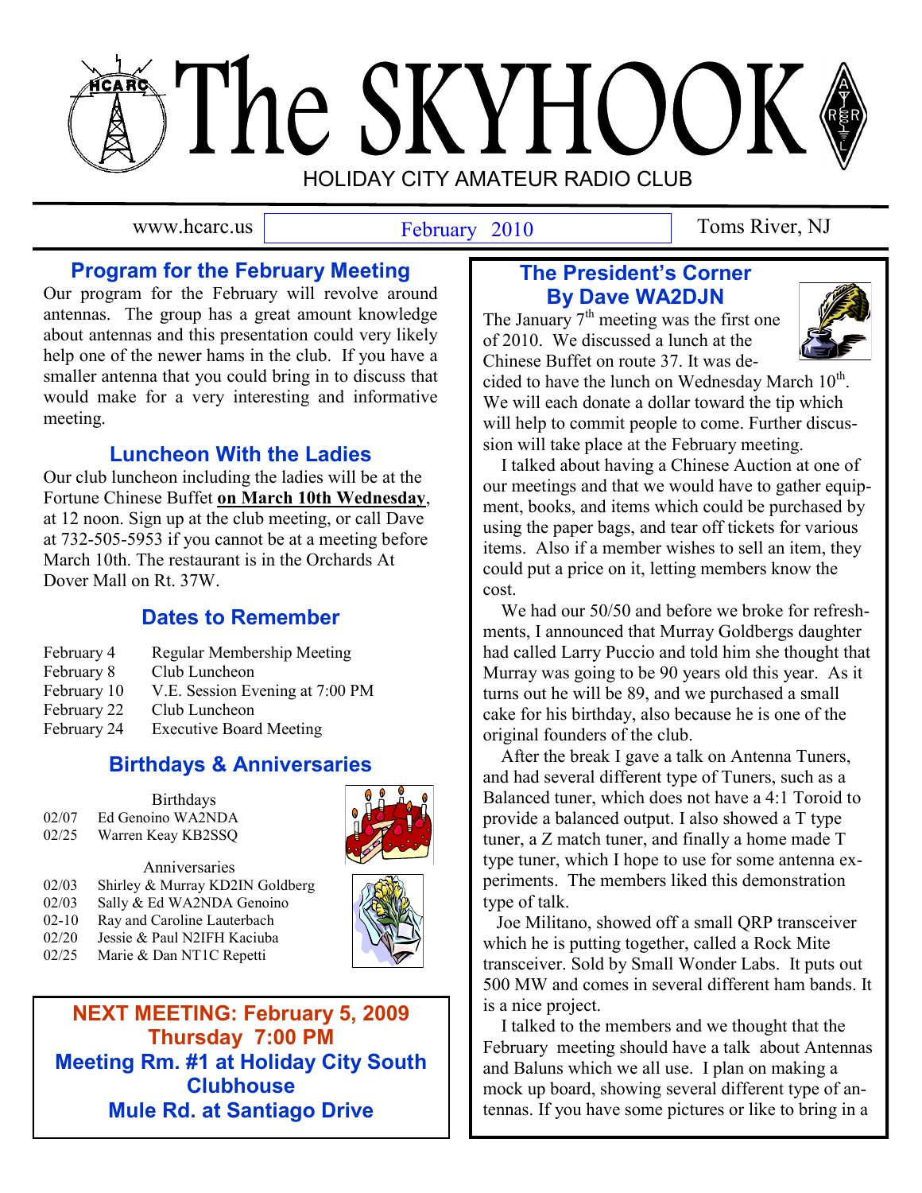# The SKYHOOK

HOLIDAY CITY AMATEUR RADIO CLUB

www.hcarc.us | February 2010 | Toms River, NJ

## Program for the February Meeting

Our program for the February will revolve around antennas. The group has a great amount knowledge about antennas and this presentation could very likely help one of the newer hams in the club. If you have a smaller antenna that you could bring in to discuss that would make for a very interesting and informative meeting.

## Luncheon With the Ladies

Our club luncheon including the ladies will be at the Fortune Chinese Buffet **on March 10th Wednesday**, at 12 noon. Sign up at the club meeting, or call Dave at 732-505-5953 if you cannot be at a meeting before March 10th. The restaurant is in the Orchards At Dover Mall on Rt. 37W.

## Dates to Remember

| | |
|---|---|
| February 4 | Regular Membership Meeting |
| February 8 | Club Luncheon |
| February 10 | V.E. Session Evening at 7:00 PM |
| February 22 | Club Luncheon |
| February 24 | Executive Board Meeting |

## Birthdays & Anniversaries

Birthdays

| | |
|---|---|
| 02/07 | Ed Genoino WA2NDA |
| 02/25 | Warren Keay KB2SSQ |

Anniversaries

| | |
|---|---|
| 02/03 | Shirley & Murray KD2IN Goldberg |
| 02/03 | Sally & Ed WA2NDA Genoino |
| 02-10 | Ray and Caroline Lauterbach |
| 02/20 | Jessie & Paul N2IFH Kaciuba |
| 02/25 | Marie & Dan NT1C Repetti |

**NEXT MEETING: February 5, 2009**
**Thursday 7:00 PM**
**Meeting Rm. #1 at Holiday City South Clubhouse**
**Mule Rd. at Santiago Drive**

## The President's Corner
## By Dave WA2DJN

The January 7th meeting was the first one of 2010. We discussed a lunch at the Chinese Buffet on route 37. It was decided to have the lunch on Wednesday March 10th. We will each donate a dollar toward the tip which will help to commit people to come. Further discussion will take place at the February meeting.

I talked about having a Chinese Auction at one of our meetings and that we would have to gather equipment, books, and items which could be purchased by using the paper bags, and tear off tickets for various items. Also if a member wishes to sell an item, they could put a price on it, letting members know the cost.

We had our 50/50 and before we broke for refreshments, I announced that Murray Goldbergs daughter had called Larry Puccio and told him she thought that Murray was going to be 90 years old this year. As it turns out he will be 89, and we purchased a small cake for his birthday, also because he is one of the original founders of the club.

After the break I gave a talk on Antenna Tuners, and had several different type of Tuners, such as a Balanced tuner, which does not have a 4:1 Toroid to provide a balanced output. I also showed a T type tuner, a Z match tuner, and finally a home made T type tuner, which I hope to use for some antenna experiments. The members liked this demonstration type of talk.

Joe Militano, showed off a small QRP transceiver which he is putting together, called a Rock Mite transceiver. Sold by Small Wonder Labs. It puts out 500 MW and comes in several different ham bands. It is a nice project.

I talked to the members and we thought that the February meeting should have a talk about Antennas and Baluns which we all use. I plan on making a mock up board, showing several different type of antennas. If you have some pictures or like to bring in a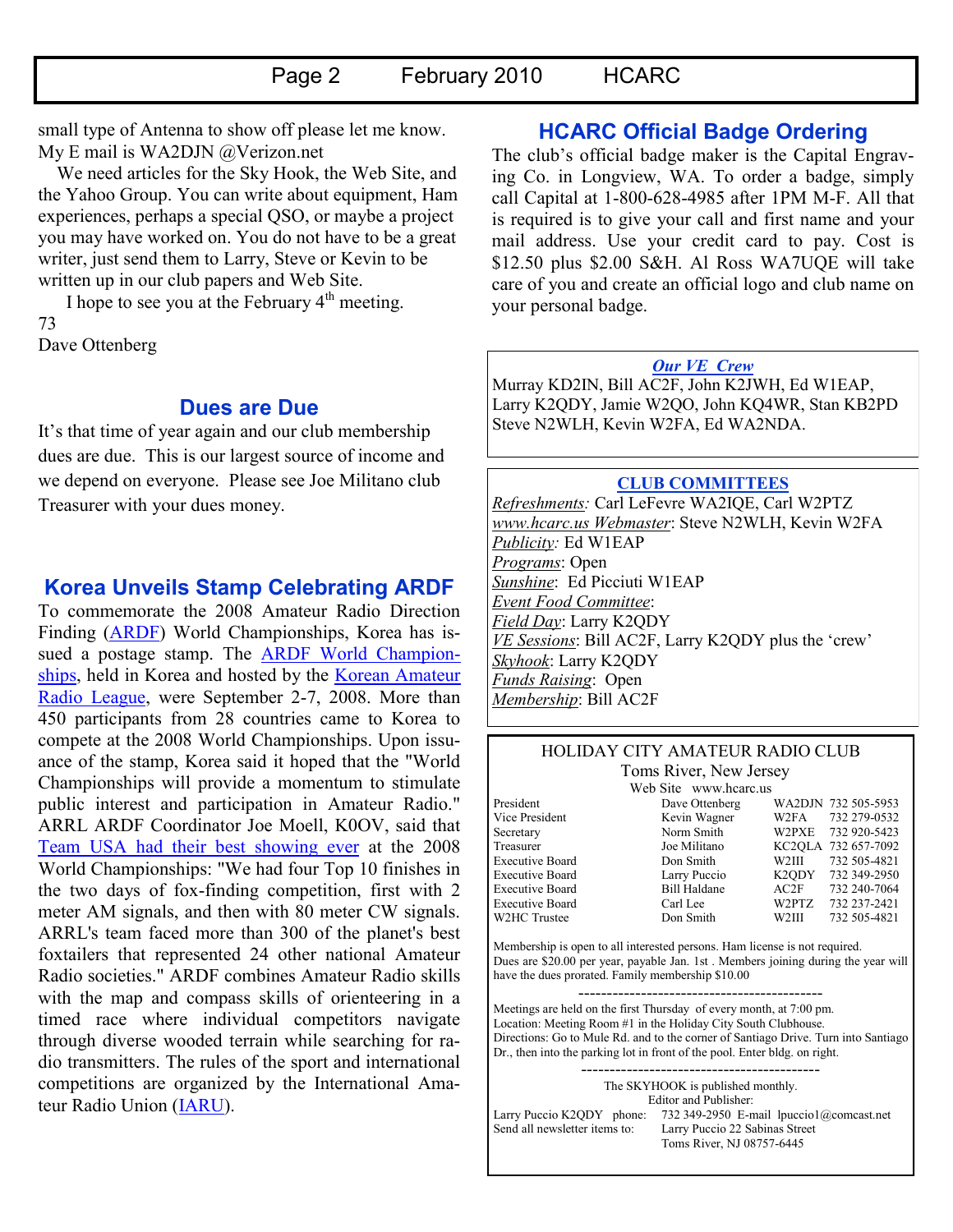small type of Antenna to show off please let me know. My E mail is WA2DJN @Verizon.net

We need articles for the Sky Hook, the Web Site, and the Yahoo Group. You can write about equipment, Ham experiences, perhaps a special QSO, or maybe a project you may have worked on. You do not have to be a great writer, just send them to Larry, Steve or Kevin to be written up in our club papers and Web Site.

I hope to see you at the February 4th meeting.

73

Dave Ottenberg

## Dues are Due

It's that time of year again and our club membership dues are due. This is our largest source of income and we depend on everyone. Please see Joe Militano club Treasurer with your dues money.

## Korea Unveils Stamp Celebrating ARDF

To commemorate the 2008 Amateur Radio Direction Finding (ARDF) World Championships, Korea has issued a postage stamp. The ARDF World Championships, held in Korea and hosted by the Korean Amateur Radio League, were September 2-7, 2008. More than 450 participants from 28 countries came to Korea to compete at the 2008 World Championships. Upon issuance of the stamp, Korea said it hoped that the "World Championships will provide a momentum to stimulate public interest and participation in Amateur Radio." ARRL ARDF Coordinator Joe Moell, K0OV, said that Team USA had their best showing ever at the 2008 World Championships: "We had four Top 10 finishes in the two days of fox-finding competition, first with 2 meter AM signals, and then with 80 meter CW signals. ARRL's team faced more than 300 of the planet's best foxtailers that represented 24 other national Amateur Radio societies." ARDF combines Amateur Radio skills with the map and compass skills of orienteering in a timed race where individual competitors navigate through diverse wooded terrain while searching for radio transmitters. The rules of the sport and international competitions are organized by the International Amateur Radio Union (IARU).

## HCARC Official Badge Ordering

The club's official badge maker is the Capital Engraving Co. in Longview, WA. To order a badge, simply call Capital at 1-800-628-4985 after 1PM M-F. All that is required is to give your call and first name and your mail address. Use your credit card to pay. Cost is $12.50 plus $2.00 S&H. Al Ross WA7UQE will take care of you and create an official logo and club name on your personal badge.

### *Our VE Crew*

Murray KD2IN, Bill AC2F, John K2JWH, Ed W1EAP, Larry K2QDY, Jamie W2QO, John KQ4WR, Stan KB2PD Steve N2WLH, Kevin W2FA, Ed WA2NDA.

### CLUB COMMITTEES

*Refreshments:* Carl LeFevre WA2IQE, Carl W2PTZ
*www.hcarc.us Webmaster*: Steve N2WLH, Kevin W2FA
*Publicity:* Ed W1EAP
*Programs*: Open
*Sunshine*: Ed Picciuti W1EAP
*Event Food Committee*:
*Field Day*: Larry K2QDY
*VE Sessions*: Bill AC2F, Larry K2QDY plus the 'crew'
*Skyhook*: Larry K2QDY
*Funds Raising*: Open
*Membership*: Bill AC2F

### HOLIDAY CITY AMATEUR RADIO CLUB

Toms River, New Jersey

Web Site www.hcarc.us

| Position | Name | Call | Phone |
|---|---|---|---|
| President | Dave Ottenberg | WA2DJN | 732 505-5953 |
| Vice President | Kevin Wagner | W2FA | 732 279-0532 |
| Secretary | Norm Smith | W2PXE | 732 920-5423 |
| Treasurer | Joe Militano | KC2QLA | 732 657-7092 |
| Executive Board | Don Smith | W2III | 732 505-4821 |
| Executive Board | Larry Puccio | K2QDY | 732 349-2950 |
| Executive Board | Bill Haldane | AC2F | 732 240-7064 |
| Executive Board | Carl Lee | W2PTZ | 732 237-2421 |
| W2HC Trustee | Don Smith | W2III | 732 505-4821 |

Membership is open to all interested persons. Ham license is not required. Dues are $20.00 per year, payable Jan. 1st . Members joining during the year will have the dues prorated. Family membership $10.00

---

Meetings are held on the first Thursday of every month, at 7:00 pm.
Location: Meeting Room #1 in the Holiday City South Clubhouse.
Directions: Go to Mule Rd. and to the corner of Santiago Drive. Turn into Santiago Dr., then into the parking lot in front of the pool. Enter bldg. on right.

---

The SKYHOOK is published monthly.
Editor and Publisher:
Larry Puccio K2QDY phone: 732 349-2950 E-mail lpuccio1@comcast.net
Send all newsletter items to: Larry Puccio 22 Sabinas Street Toms River, NJ 08757-6445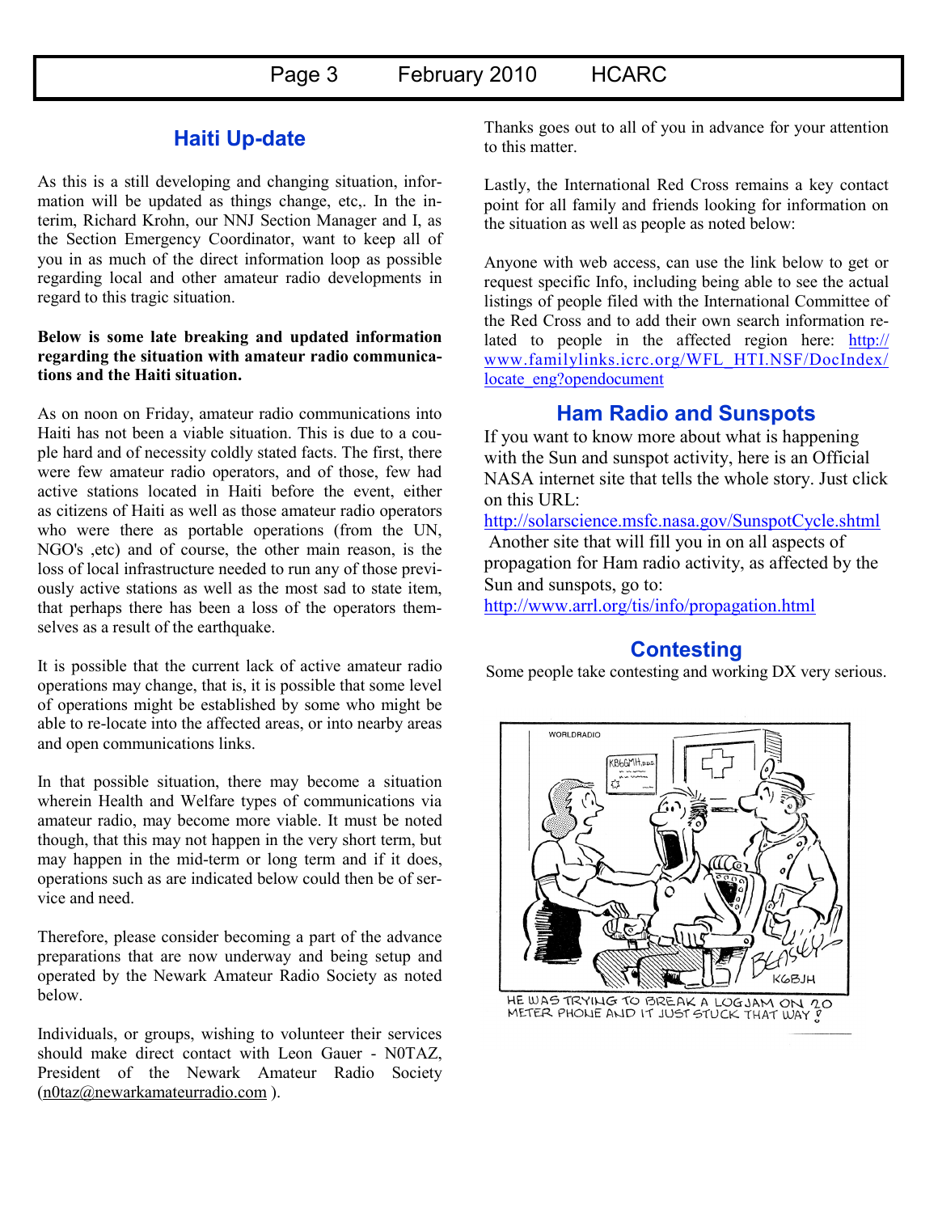## Haiti Up-date

As this is a still developing and changing situation, information will be updated as things change, etc,. In the interim, Richard Krohn, our NNJ Section Manager and I, as the Section Emergency Coordinator, want to keep all of you in as much of the direct information loop as possible regarding local and other amateur radio developments in regard to this tragic situation.

**Below is some late breaking and updated information regarding the situation with amateur radio communications and the Haiti situation.**

As on noon on Friday, amateur radio communications into Haiti has not been a viable situation. This is due to a couple hard and of necessity coldly stated facts. The first, there were few amateur radio operators, and of those, few had active stations located in Haiti before the event, either as citizens of Haiti as well as those amateur radio operators who were there as portable operations (from the UN, NGO's ,etc) and of course, the other main reason, is the loss of local infrastructure needed to run any of those previously active stations as well as the most sad to state item, that perhaps there has been a loss of the operators themselves as a result of the earthquake.

It is possible that the current lack of active amateur radio operations may change, that is, it is possible that some level of operations might be established by some who might be able to re-locate into the affected areas, or into nearby areas and open communications links.

In that possible situation, there may become a situation wherein Health and Welfare types of communications via amateur radio, may become more viable. It must be noted though, that this may not happen in the very short term, but may happen in the mid-term or long term and if it does, operations such as are indicated below could then be of service and need.

Therefore, please consider becoming a part of the advance preparations that are now underway and being setup and operated by the Newark Amateur Radio Society as noted below.

Individuals, or groups, wishing to volunteer their services should make direct contact with Leon Gauer - N0TAZ, President of the Newark Amateur Radio Society (n0taz@newarkamateurradio.com ).

Thanks goes out to all of you in advance for your attention to this matter.

Lastly, the International Red Cross remains a key contact point for all family and friends looking for information on the situation as well as people as noted below:

Anyone with web access, can use the link below to get or request specific Info, including being able to see the actual listings of people filed with the International Committee of the Red Cross and to add their own search information related to people in the affected region here: http://www.familylinks.icrc.org/WFL_HTI.NSF/DocIndex/locate_eng?opendocument

## Ham Radio and Sunspots

If you want to know more about what is happening with the Sun and sunspot activity, here is an Official NASA internet site that tells the whole story. Just click on this URL:

http://solarscience.msfc.nasa.gov/SunspotCycle.shtml

Another site that will fill you in on all aspects of propagation for Ham radio activity, as affected by the Sun and sunspots, go to:

http://www.arrl.org/tis/info/propagation.html

## Contesting

Some people take contesting and working DX very serious.

HE WAS TRYING TO BREAK A LOGJAM ON 20 METER PHONE AND IT JUST STUCK THAT WAY !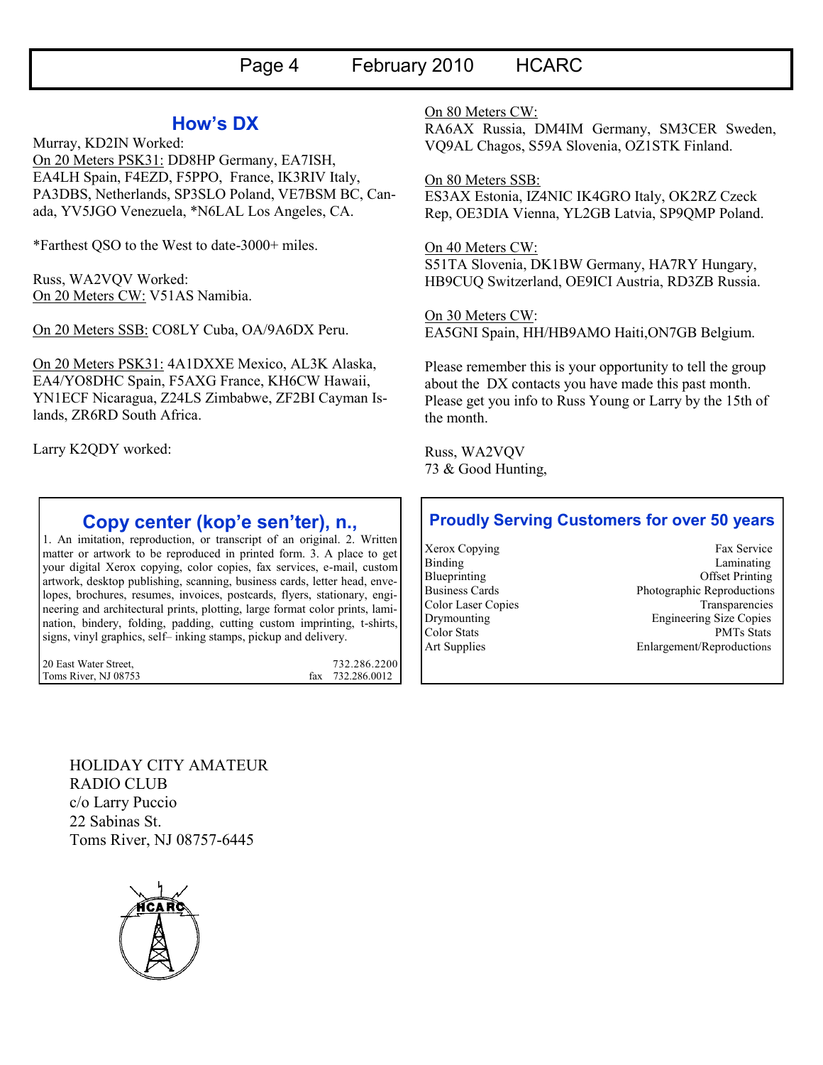## How's DX

Murray, KD2IN Worked:
On 20 Meters PSK31: DD8HP Germany, EA7ISH, EA4LH Spain, F4EZD, F5PPO, France, IK3RIV Italy, PA3DBS, Netherlands, SP3SLO Poland, VE7BSM BC, Canada, YV5JGO Venezuela, *N6LAL Los Angeles, CA.

*Farthest QSO to the West to date-3000+ miles.

Russ, WA2VQV Worked:
On 20 Meters CW: V51AS Namibia.

On 20 Meters SSB: CO8LY Cuba, OA/9A6DX Peru.

On 20 Meters PSK31: 4A1DXXE Mexico, AL3K Alaska, EA4/YO8DHC Spain, F5AXG France, KH6CW Hawaii, YN1ECF Nicaragua, Z24LS Zimbabwe, ZF2BI Cayman Islands, ZR6RD South Africa.

Larry K2QDY worked:

On 80 Meters CW:
RA6AX Russia, DM4IM Germany, SM3CER Sweden, VQ9AL Chagos, S59A Slovenia, OZ1STK Finland.

On 80 Meters SSB:
ES3AX Estonia, IZ4NIC IK4GRO Italy, OK2RZ Czeck Rep, OE3DIA Vienna, YL2GB Latvia, SP9QMP Poland.

On 40 Meters CW:
S51TA Slovenia, DK1BW Germany, HA7RY Hungary, HB9CUQ Switzerland, OE9ICI Austria, RD3ZB Russia.

On 30 Meters CW:
EA5GNI Spain, HH/HB9AMO Haiti,ON7GB Belgium.

Please remember this is your opportunity to tell the group about the DX contacts you have made this past month. Please get you info to Russ Young or Larry by the 15th of the month.

Russ, WA2VQV
73 & Good Hunting,

## Copy center (kop'e sen'ter), n.,

1. An imitation, reproduction, or transcript of an original. 2. Written matter or artwork to be reproduced in printed form. 3. A place to get your digital Xerox copying, color copies, fax services, e-mail, custom artwork, desktop publishing, scanning, business cards, letter head, envelopes, brochures, resumes, invoices, postcards, flyers, stationary, engineering and architectural prints, plotting, large format color prints, lamination, bindery, folding, padding, cutting custom imprinting, t-shirts, signs, vinyl graphics, self– inking stamps, pickup and delivery.

20 East Water Street, 732.286.2200
Toms River, NJ 08753 fax 732.286.0012

## Proudly Serving Customers for over 50 years

| | |
|---|---|
| Xerox Copying | Fax Service |
| Binding | Laminating |
| Blueprinting | Offset Printing |
| Business Cards | Photographic Reproductions |
| Color Laser Copies | Transparencies |
| Drymounting | Engineering Size Copies |
| Color Stats | PMTs Stats |
| Art Supplies | Enlargement/Reproductions |

HOLIDAY CITY AMATEUR
RADIO CLUB
c/o Larry Puccio
22 Sabinas St.
Toms River, NJ 08757-6445

HCARC